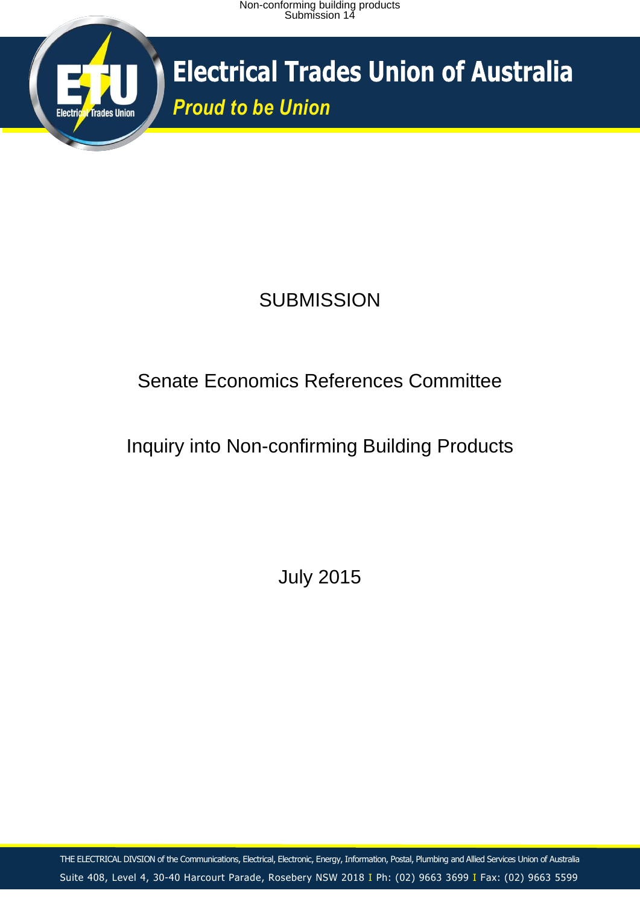Non-conforming building products
Submission 14

# Electrical Trades Union of Australia

*Proud to be Union*

SUBMISSION

Senate Economics References Committee

Inquiry into Non-confirming Building Products

July 2015

THE ELECTRICAL DIVSION of the Communications, Electrical, Electronic, Energy, Information, Postal, Plumbing and Allied Services Union of Australia

Suite 408, Level 4, 30-40 Harcourt Parade, Rosebery NSW 2018 I Ph: (02) 9663 3699 I Fax: (02) 9663 5599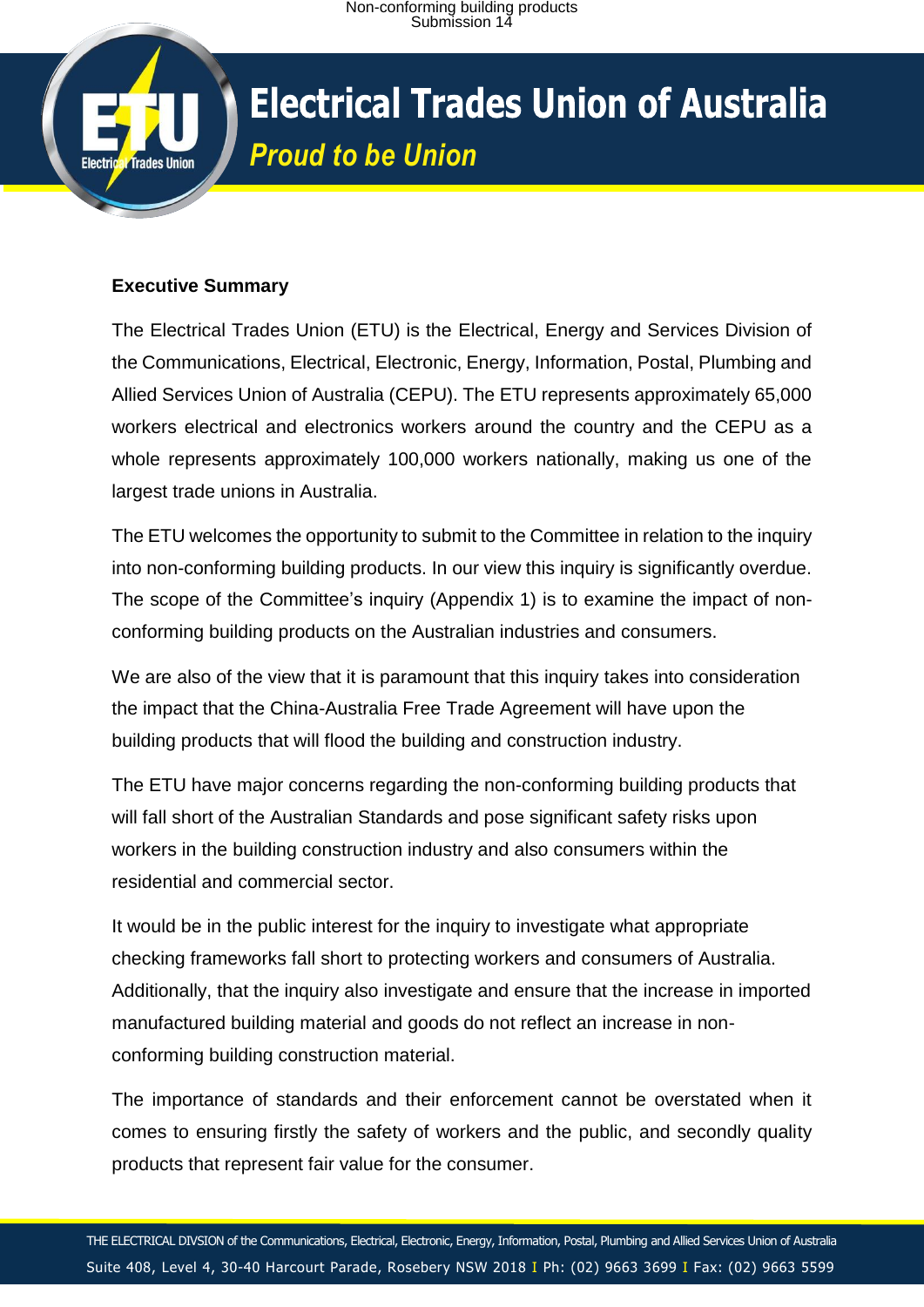**Executive Summary**

The Electrical Trades Union (ETU) is the Electrical, Energy and Services Division of the Communications, Electrical, Electronic, Energy, Information, Postal, Plumbing and Allied Services Union of Australia (CEPU). The ETU represents approximately 65,000 workers electrical and electronics workers around the country and the CEPU as a whole represents approximately 100,000 workers nationally, making us one of the largest trade unions in Australia.

The ETU welcomes the opportunity to submit to the Committee in relation to the inquiry into non-conforming building products. In our view this inquiry is significantly overdue. The scope of the Committee's inquiry (Appendix 1) is to examine the impact of non-conforming building products on the Australian industries and consumers.

We are also of the view that it is paramount that this inquiry takes into consideration the impact that the China-Australia Free Trade Agreement will have upon the building products that will flood the building and construction industry.

The ETU have major concerns regarding the non-conforming building products that will fall short of the Australian Standards and pose significant safety risks upon workers in the building construction industry and also consumers within the residential and commercial sector.

It would be in the public interest for the inquiry to investigate what appropriate checking frameworks fall short to protecting workers and consumers of Australia. Additionally, that the inquiry also investigate and ensure that the increase in imported manufactured building material and goods do not reflect an increase in non-conforming building construction material.

The importance of standards and their enforcement cannot be overstated when it comes to ensuring firstly the safety of workers and the public, and secondly quality products that represent fair value for the consumer.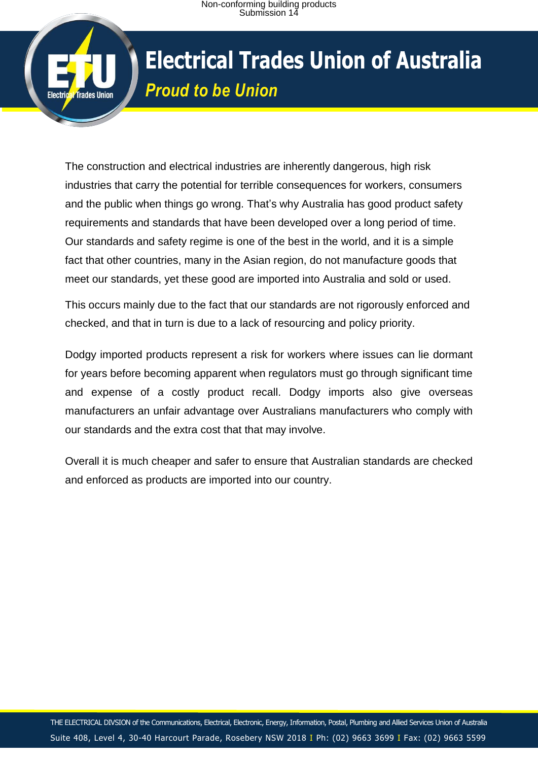The construction and electrical industries are inherently dangerous, high risk industries that carry the potential for terrible consequences for workers, consumers and the public when things go wrong. That's why Australia has good product safety requirements and standards that have been developed over a long period of time. Our standards and safety regime is one of the best in the world, and it is a simple fact that other countries, many in the Asian region, do not manufacture goods that meet our standards, yet these good are imported into Australia and sold or used.

This occurs mainly due to the fact that our standards are not rigorously enforced and checked, and that in turn is due to a lack of resourcing and policy priority.

Dodgy imported products represent a risk for workers where issues can lie dormant for years before becoming apparent when regulators must go through significant time and expense of a costly product recall. Dodgy imports also give overseas manufacturers an unfair advantage over Australians manufacturers who comply with our standards and the extra cost that that may involve.

Overall it is much cheaper and safer to ensure that Australian standards are checked and enforced as products are imported into our country.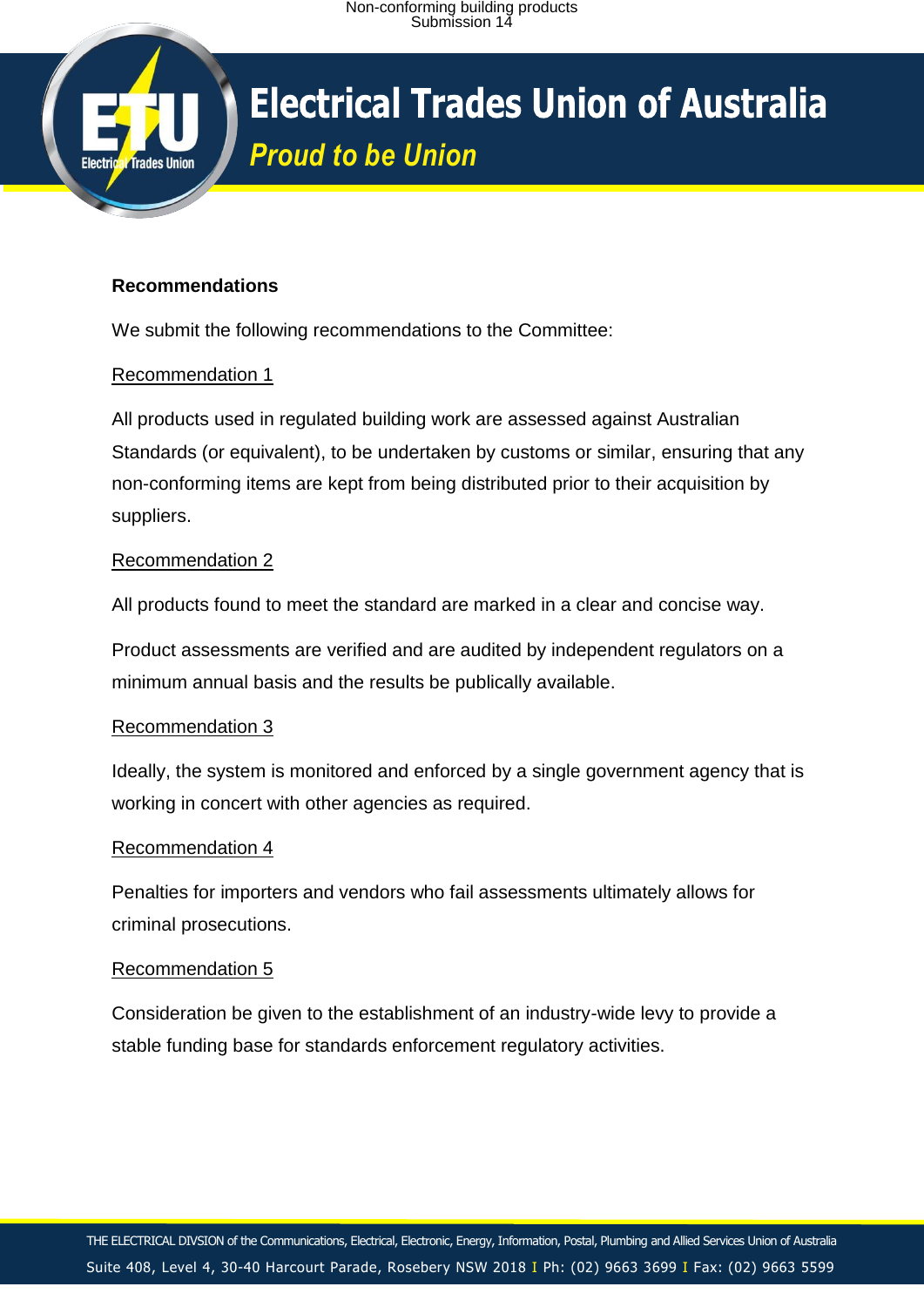## Recommendations

We submit the following recommendations to the Committee:

Recommendation 1

All products used in regulated building work are assessed against Australian Standards (or equivalent), to be undertaken by customs or similar, ensuring that any non-conforming items are kept from being distributed prior to their acquisition by suppliers.

Recommendation 2

All products found to meet the standard are marked in a clear and concise way.

Product assessments are verified and are audited by independent regulators on a minimum annual basis and the results be publically available.

Recommendation 3

Ideally, the system is monitored and enforced by a single government agency that is working in concert with other agencies as required.

Recommendation 4

Penalties for importers and vendors who fail assessments ultimately allows for criminal prosecutions.

Recommendation 5

Consideration be given to the establishment of an industry-wide levy to provide a stable funding base for standards enforcement regulatory activities.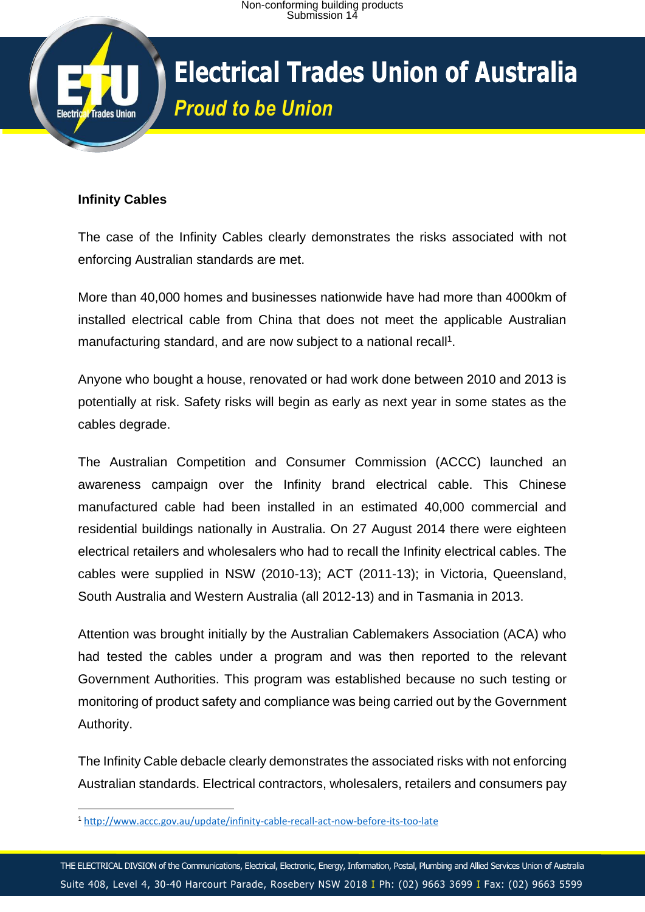**Infinity Cables**

The case of the Infinity Cables clearly demonstrates the risks associated with not enforcing Australian standards are met.

More than 40,000 homes and businesses nationwide have had more than 4000km of installed electrical cable from China that does not meet the applicable Australian manufacturing standard, and are now subject to a national recall[1].

Anyone who bought a house, renovated or had work done between 2010 and 2013 is potentially at risk. Safety risks will begin as early as next year in some states as the cables degrade.

The Australian Competition and Consumer Commission (ACCC) launched an awareness campaign over the Infinity brand electrical cable. This Chinese manufactured cable had been installed in an estimated 40,000 commercial and residential buildings nationally in Australia. On 27 August 2014 there were eighteen electrical retailers and wholesalers who had to recall the Infinity electrical cables. The cables were supplied in NSW (2010-13); ACT (2011-13); in Victoria, Queensland, South Australia and Western Australia (all 2012-13) and in Tasmania in 2013.

Attention was brought initially by the Australian Cablemakers Association (ACA) who had tested the cables under a program and was then reported to the relevant Government Authorities. This program was established because no such testing or monitoring of product safety and compliance was being carried out by the Government Authority.

The Infinity Cable debacle clearly demonstrates the associated risks with not enforcing Australian standards. Electrical contractors, wholesalers, retailers and consumers pay

---

[1] http://www.accc.gov.au/update/infinity-cable-recall-act-now-before-its-too-late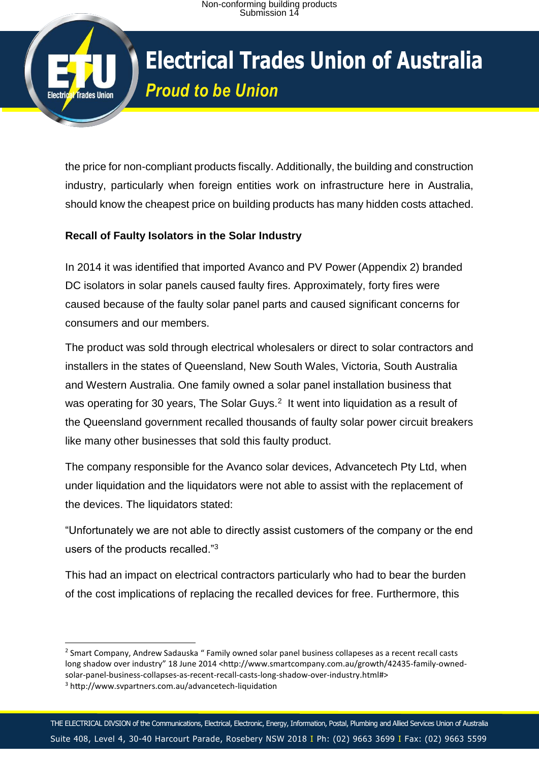the price for non-compliant products fiscally. Additionally, the building and construction industry, particularly when foreign entities work on infrastructure here in Australia, should know the cheapest price on building products has many hidden costs attached.

**Recall of Faulty Isolators in the Solar Industry**

In 2014 it was identified that imported Avanco and PV Power (Appendix 2) branded DC isolators in solar panels caused faulty fires. Approximately, forty fires were caused because of the faulty solar panel parts and caused significant concerns for consumers and our members.

The product was sold through electrical wholesalers or direct to solar contractors and installers in the states of Queensland, New South Wales, Victoria, South Australia and Western Australia. One family owned a solar panel installation business that was operating for 30 years, The Solar Guys.[2] It went into liquidation as a result of the Queensland government recalled thousands of faulty solar power circuit breakers like many other businesses that sold this faulty product.

The company responsible for the Avanco solar devices, Advancetech Pty Ltd, when under liquidation and the liquidators were not able to assist with the replacement of the devices. The liquidators stated:

"Unfortunately we are not able to directly assist customers of the company or the end users of the products recalled."[3]

This had an impact on electrical contractors particularly who had to bear the burden of the cost implications of replacing the recalled devices for free. Furthermore, this

---

[2] Smart Company, Andrew Sadauska " Family owned solar panel business collapeses as a recent recall casts long shadow over industry" 18 June 2014 <http://www.smartcompany.com.au/growth/42435-family-owned-solar-panel-business-collapses-as-recent-recall-casts-long-shadow-over-industry.html#>

[3] http://www.svpartners.com.au/advancetech-liquidation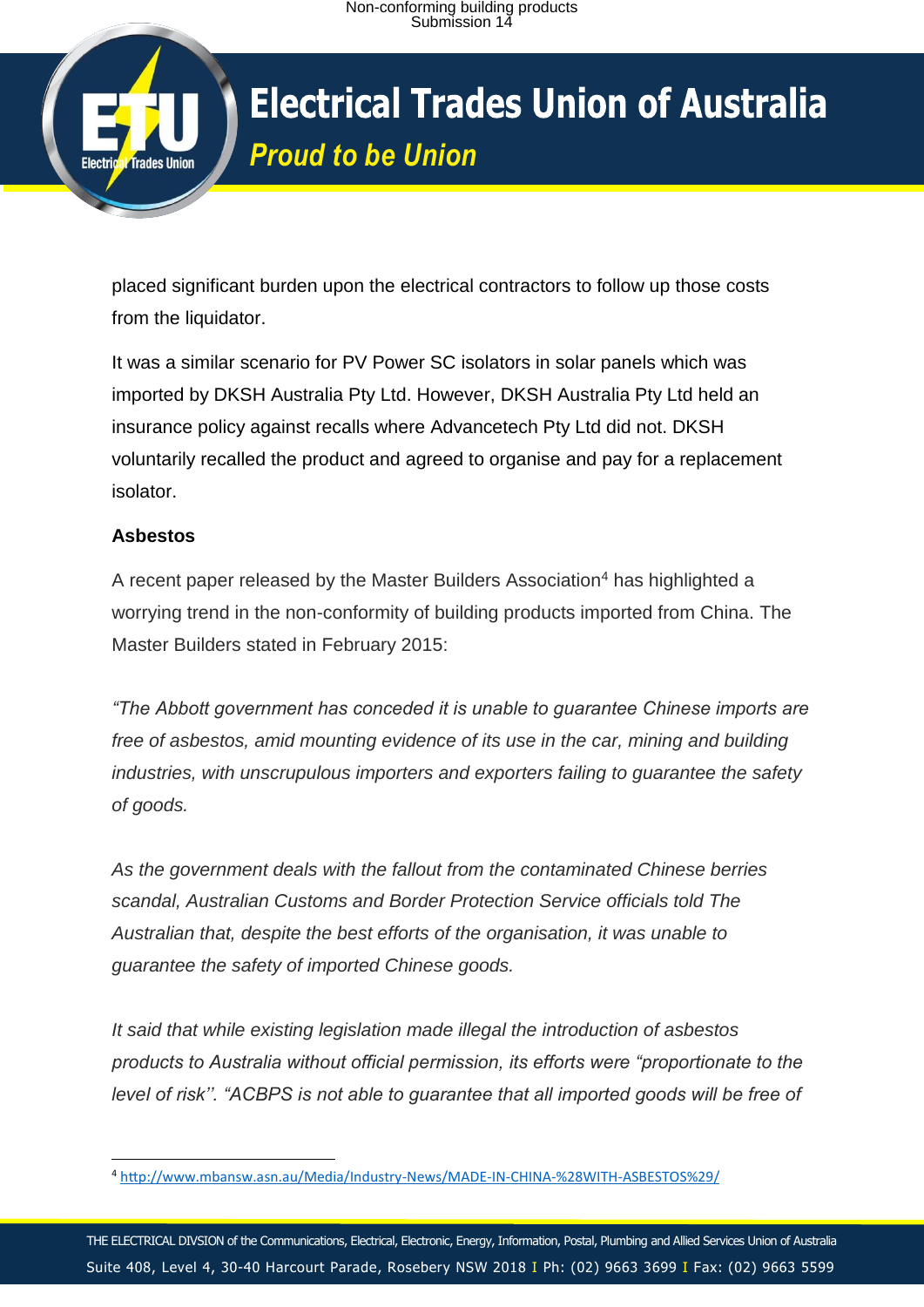placed significant burden upon the electrical contractors to follow up those costs from the liquidator.

It was a similar scenario for PV Power SC isolators in solar panels which was imported by DKSH Australia Pty Ltd. However, DKSH Australia Pty Ltd held an insurance policy against recalls where Advancetech Pty Ltd did not. DKSH voluntarily recalled the product and agreed to organise and pay for a replacement isolator.

**Asbestos**

A recent paper released by the Master Builders Association[4] has highlighted a worrying trend in the non-conformity of building products imported from China. The Master Builders stated in February 2015:

*"The Abbott government has conceded it is unable to guarantee Chinese imports are free of asbestos, amid mounting evidence of its use in the car, mining and building industries, with unscrupulous importers and exporters failing to guarantee the safety of goods.*

*As the government deals with the fallout from the contaminated Chinese berries scandal, Australian Customs and Border Protection Service officials told The Australian that, despite the best efforts of the organisation, it was unable to guarantee the safety of imported Chinese goods.*

*It said that while existing legislation made illegal the introduction of asbestos products to Australia without official permission, its efforts were "proportionate to the level of risk''. "ACBPS is not able to guarantee that all imported goods will be free of*

---

[4] http://www.mbansw.asn.au/Media/Industry-News/MADE-IN-CHINA-%28WITH-ASBESTOS%29/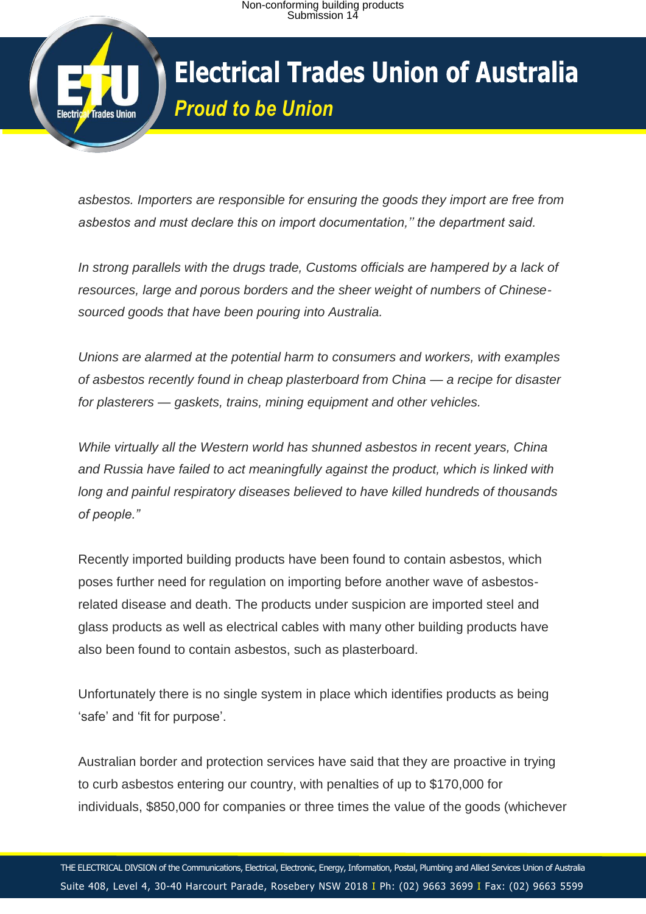*asbestos. Importers are responsible for ensuring the goods they import are free from asbestos and must declare this on import documentation,'' the department said.*

*In strong parallels with the drugs trade, Customs officials are hampered by a lack of resources, large and porous borders and the sheer weight of numbers of Chinese-sourced goods that have been pouring into Australia.*

*Unions are alarmed at the potential harm to consumers and workers, with examples of asbestos recently found in cheap plasterboard from China — a recipe for disaster for plasterers — gaskets, trains, mining equipment and other vehicles.*

*While virtually all the Western world has shunned asbestos in recent years, China and Russia have failed to act meaningfully against the product, which is linked with long and painful respiratory diseases believed to have killed hundreds of thousands of people."*

Recently imported building products have been found to contain asbestos, which poses further need for regulation on importing before another wave of asbestos-related disease and death. The products under suspicion are imported steel and glass products as well as electrical cables with many other building products have also been found to contain asbestos, such as plasterboard.

Unfortunately there is no single system in place which identifies products as being 'safe' and 'fit for purpose'.

Australian border and protection services have said that they are proactive in trying to curb asbestos entering our country, with penalties of up to $170,000 for individuals, $850,000 for companies or three times the value of the goods (whichever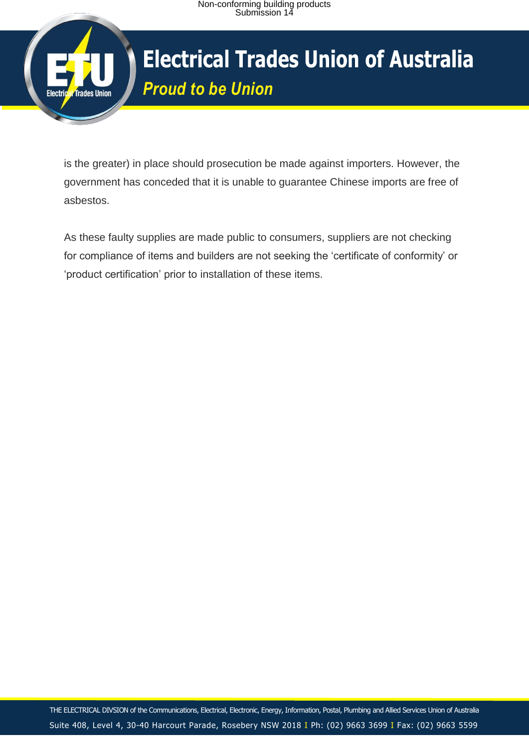is the greater) in place should prosecution be made against importers. However, the government has conceded that it is unable to guarantee Chinese imports are free of asbestos.

As these faulty supplies are made public to consumers, suppliers are not checking for compliance of items and builders are not seeking the 'certificate of conformity' or 'product certification' prior to installation of these items.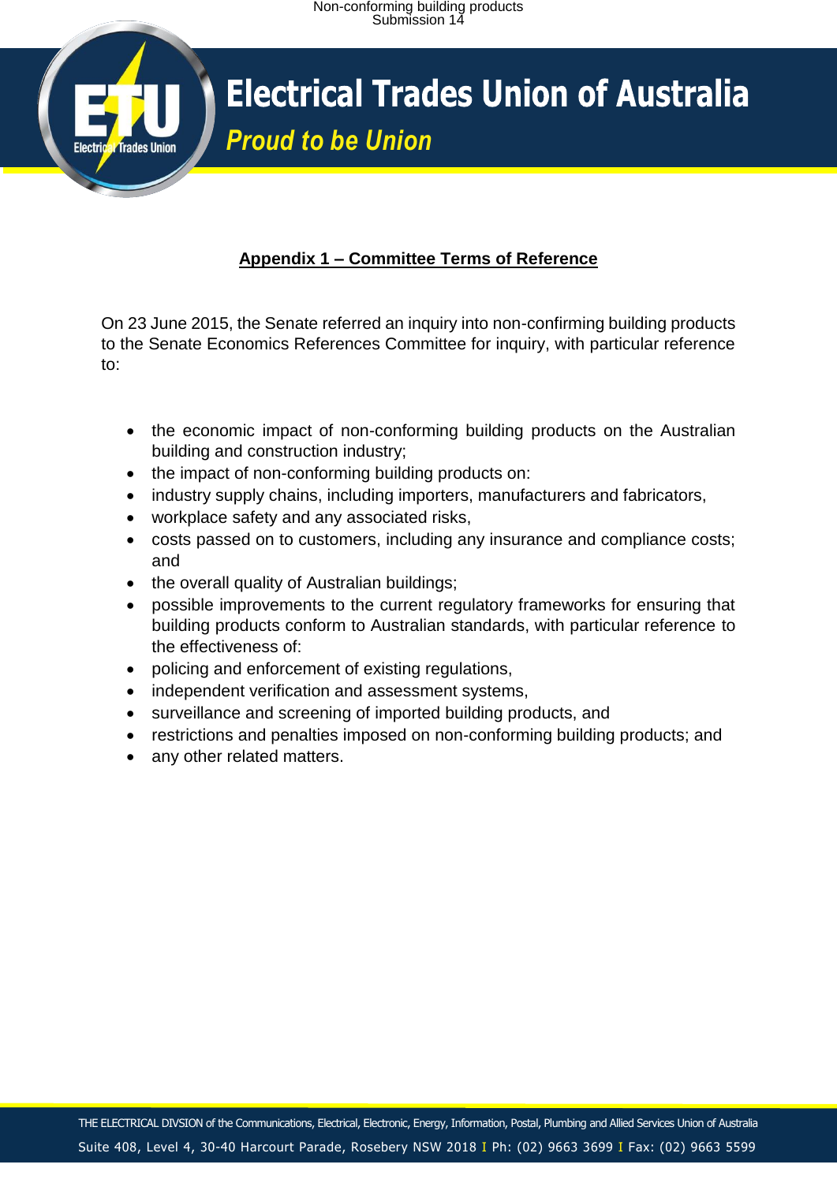## Appendix 1 – Committee Terms of Reference

On 23 June 2015, the Senate referred an inquiry into non-confirming building products to the Senate Economics References Committee for inquiry, with particular reference to:

- the economic impact of non-conforming building products on the Australian building and construction industry;
- the impact of non-conforming building products on:
- industry supply chains, including importers, manufacturers and fabricators,
- workplace safety and any associated risks,
- costs passed on to customers, including any insurance and compliance costs; and
- the overall quality of Australian buildings;
- possible improvements to the current regulatory frameworks for ensuring that building products conform to Australian standards, with particular reference to the effectiveness of:
- policing and enforcement of existing regulations,
- independent verification and assessment systems,
- surveillance and screening of imported building products, and
- restrictions and penalties imposed on non-conforming building products; and
- any other related matters.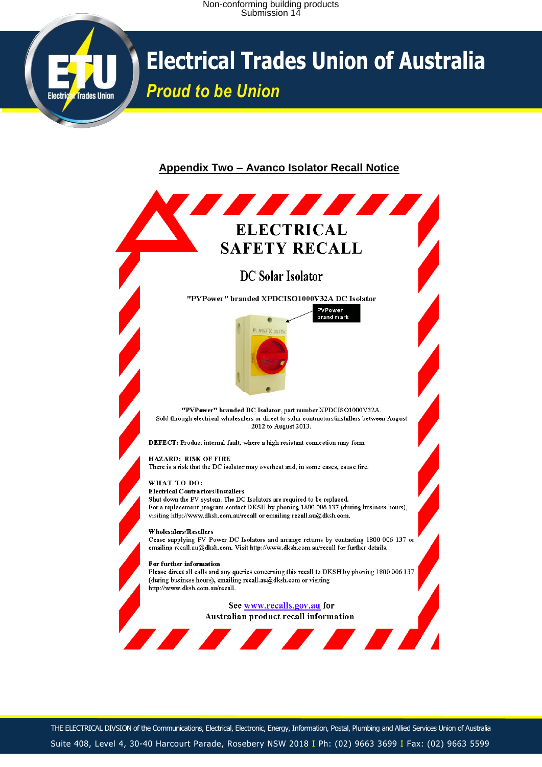## Appendix Two – Avanco Isolator Recall Notice

# ELECTRICAL SAFETY RECALL

## DC Solar Isolator

**"PVPower" branded XPDCISO1000V32A DC Isolator**

PVPower brand mark

**"PVPower" branded DC Isolator**, part number XPDCISO1000V32A.
Sold through electrical wholesalers or direct to solar contractors/installers between August 2012 to August 2013.

**DEFECT:** Product internal fault, where a high resistant connection may form

**HAZARD: RISK OF FIRE**
There is a risk that the DC isolator may overheat and, in some cases, cause fire.

**WHAT TO DO:**
**Electrical Contractors/Installers**
Shut down the PV system. The DC Isolators are required to be replaced.
For a replacement program contact DKSH by phoning 1800 006 137 (during business hours), visiting http://www.dksh.com.au/recall or emailing recall.au@dksh.com.

**Wholesalers/Resellers**
Cease supplying PV Power DC Isolators and arrange returns by contacting 1800 006 137 or emailing recall.au@dksh.com. Visit http://www.dksh.com.au/recall for further details.

**For further information**
Please direct all calls and any queries concerning this recall to DKSH by phoning 1800 006 137 (during business hours), emailing recall.au@dksh.com or visiting http://www.dksh.com.au/recall.

See www.recalls.gov.au for
Australian product recall information